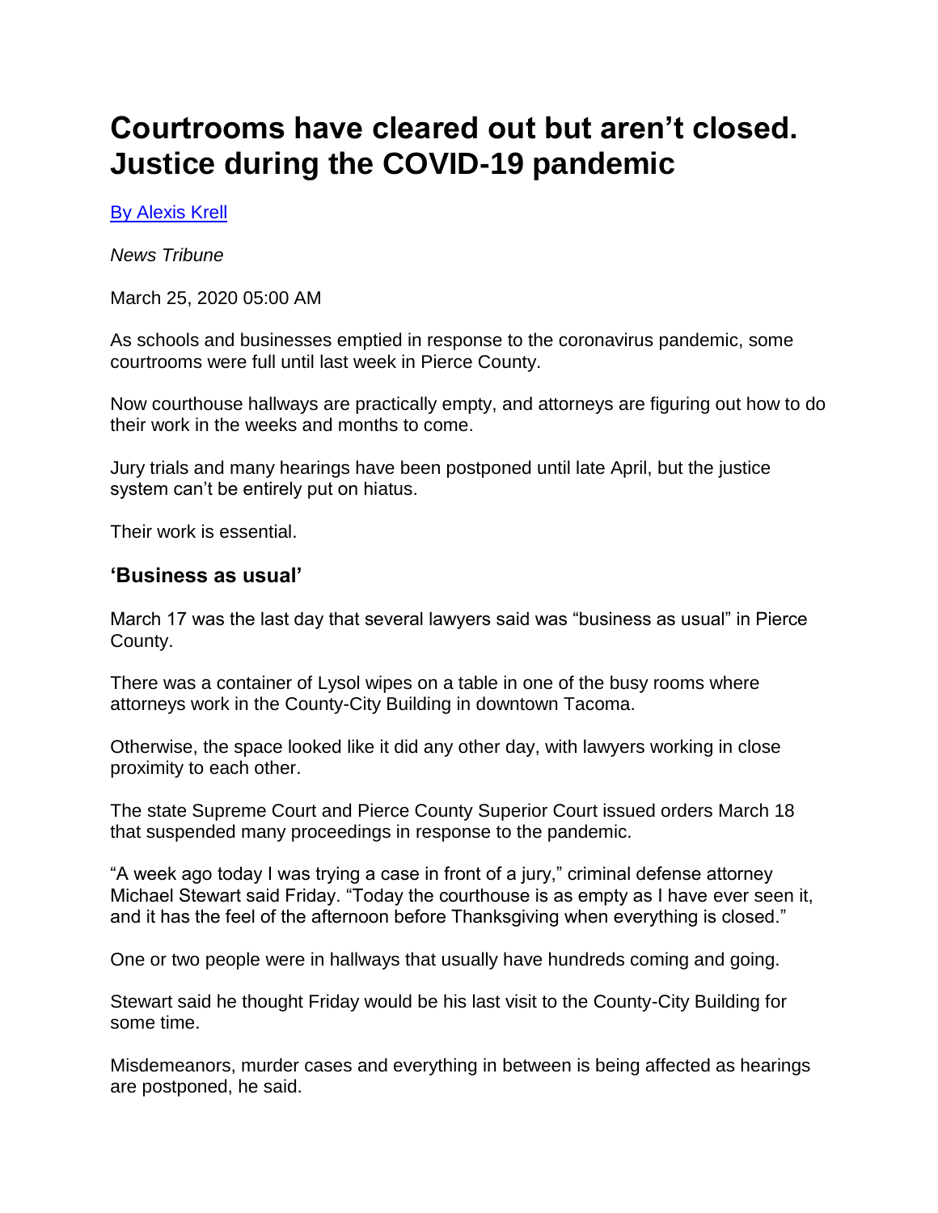# Courtrooms have cleared out but aren't closed. Justice during the COVID-19 pandemic

[By Alexis Krell]

*News Tribune*

March 25, 2020 05:00 AM

As schools and businesses emptied in response to the coronavirus pandemic, some courtrooms were full until last week in Pierce County.

Now courthouse hallways are practically empty, and attorneys are figuring out how to do their work in the weeks and months to come.

Jury trials and many hearings have been postponed until late April, but the justice system can't be entirely put on hiatus.

Their work is essential.

## 'Business as usual'

March 17 was the last day that several lawyers said was "business as usual" in Pierce County.

There was a container of Lysol wipes on a table in one of the busy rooms where attorneys work in the County-City Building in downtown Tacoma.

Otherwise, the space looked like it did any other day, with lawyers working in close proximity to each other.

The state Supreme Court and Pierce County Superior Court issued orders March 18 that suspended many proceedings in response to the pandemic.

"A week ago today I was trying a case in front of a jury," criminal defense attorney Michael Stewart said Friday. "Today the courthouse is as empty as I have ever seen it, and it has the feel of the afternoon before Thanksgiving when everything is closed."

One or two people were in hallways that usually have hundreds coming and going.

Stewart said he thought Friday would be his last visit to the County-City Building for some time.

Misdemeanors, murder cases and everything in between is being affected as hearings are postponed, he said.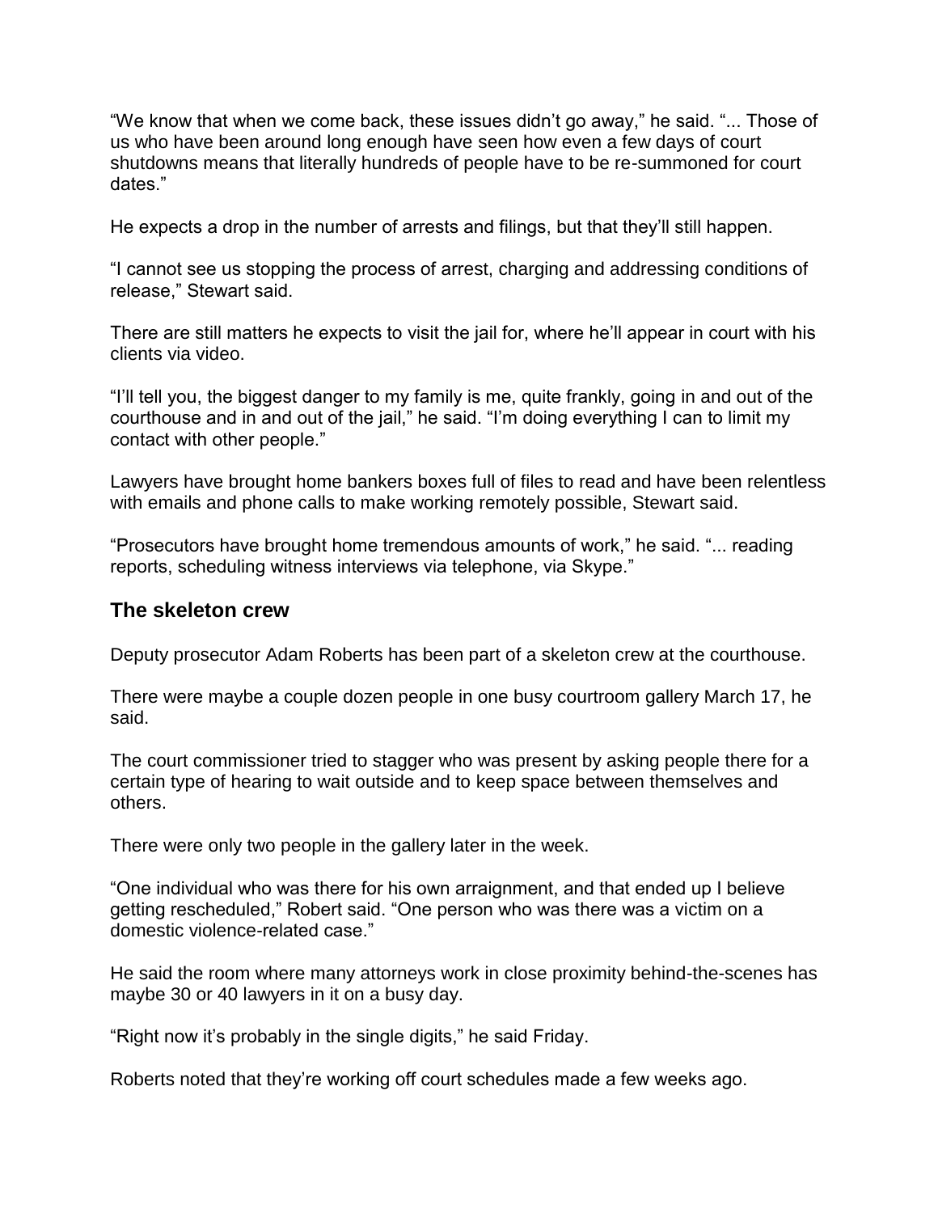“We know that when we come back, these issues didn’t go away,” he said. “... Those of us who have been around long enough have seen how even a few days of court shutdowns means that literally hundreds of people have to be re-summoned for court dates.”

He expects a drop in the number of arrests and filings, but that they’ll still happen.

“I cannot see us stopping the process of arrest, charging and addressing conditions of release,” Stewart said.

There are still matters he expects to visit the jail for, where he’ll appear in court with his clients via video.

“I’ll tell you, the biggest danger to my family is me, quite frankly, going in and out of the courthouse and in and out of the jail,” he said. “I’m doing everything I can to limit my contact with other people.”

Lawyers have brought home bankers boxes full of files to read and have been relentless with emails and phone calls to make working remotely possible, Stewart said.

“Prosecutors have brought home tremendous amounts of work,” he said. “... reading reports, scheduling witness interviews via telephone, via Skype.”

## The skeleton crew

Deputy prosecutor Adam Roberts has been part of a skeleton crew at the courthouse.

There were maybe a couple dozen people in one busy courtroom gallery March 17, he said.

The court commissioner tried to stagger who was present by asking people there for a certain type of hearing to wait outside and to keep space between themselves and others.

There were only two people in the gallery later in the week.

“One individual who was there for his own arraignment, and that ended up I believe getting rescheduled,” Robert said. “One person who was there was a victim on a domestic violence-related case.”

He said the room where many attorneys work in close proximity behind-the-scenes has maybe 30 or 40 lawyers in it on a busy day.

“Right now it’s probably in the single digits,” he said Friday.

Roberts noted that they’re working off court schedules made a few weeks ago.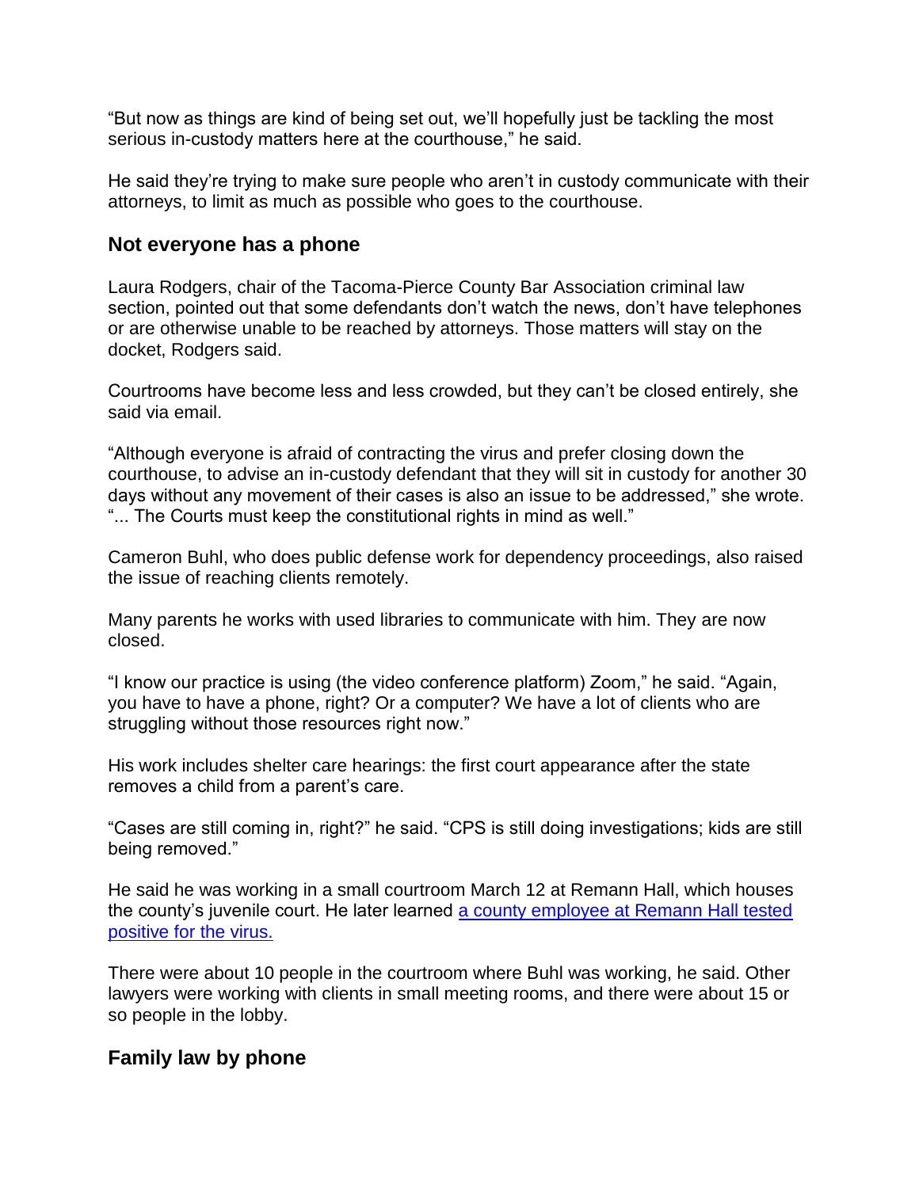"But now as things are kind of being set out, we'll hopefully just be tackling the most serious in-custody matters here at the courthouse," he said.

He said they're trying to make sure people who aren't in custody communicate with their attorneys, to limit as much as possible who goes to the courthouse.

## Not everyone has a phone

Laura Rodgers, chair of the Tacoma-Pierce County Bar Association criminal law section, pointed out that some defendants don't watch the news, don't have telephones or are otherwise unable to be reached by attorneys. Those matters will stay on the docket, Rodgers said.

Courtrooms have become less and less crowded, but they can't be closed entirely, she said via email.

"Although everyone is afraid of contracting the virus and prefer closing down the courthouse, to advise an in-custody defendant that they will sit in custody for another 30 days without any movement of their cases is also an issue to be addressed," she wrote. "... The Courts must keep the constitutional rights in mind as well."

Cameron Buhl, who does public defense work for dependency proceedings, also raised the issue of reaching clients remotely.

Many parents he works with used libraries to communicate with him. They are now closed.

"I know our practice is using (the video conference platform) Zoom," he said. "Again, you have to have a phone, right? Or a computer? We have a lot of clients who are struggling without those resources right now."

His work includes shelter care hearings: the first court appearance after the state removes a child from a parent's care.

"Cases are still coming in, right?" he said. "CPS is still doing investigations; kids are still being removed."

He said he was working in a small courtroom March 12 at Remann Hall, which houses the county's juvenile court. He later learned [a county employee at Remann Hall tested positive for the virus.]

There were about 10 people in the courtroom where Buhl was working, he said. Other lawyers were working with clients in small meeting rooms, and there were about 15 or so people in the lobby.

## Family law by phone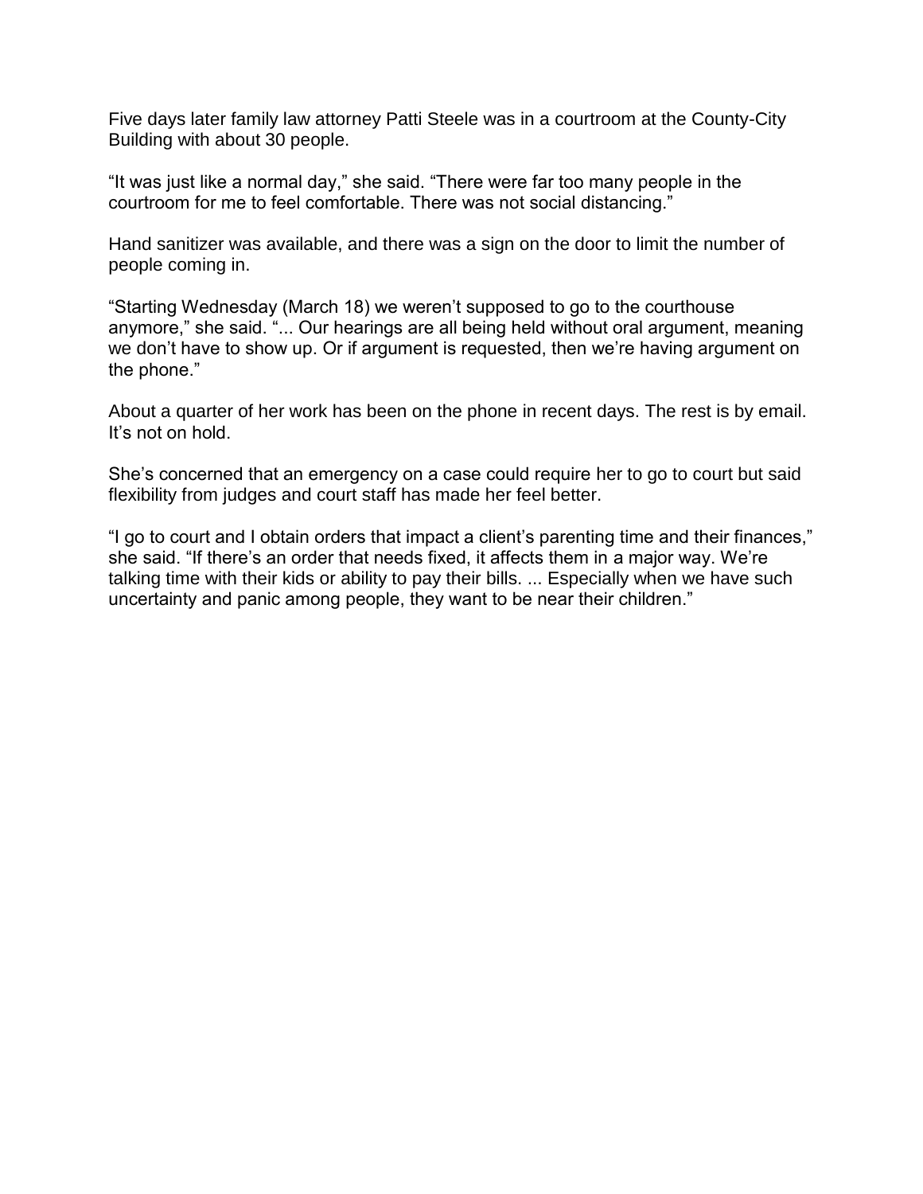Five days later family law attorney Patti Steele was in a courtroom at the County-City Building with about 30 people.

“It was just like a normal day,” she said. “There were far too many people in the courtroom for me to feel comfortable. There was not social distancing.”

Hand sanitizer was available, and there was a sign on the door to limit the number of people coming in.

“Starting Wednesday (March 18) we weren’t supposed to go to the courthouse anymore,” she said. “... Our hearings are all being held without oral argument, meaning we don’t have to show up. Or if argument is requested, then we’re having argument on the phone.”

About a quarter of her work has been on the phone in recent days. The rest is by email. It’s not on hold.

She’s concerned that an emergency on a case could require her to go to court but said flexibility from judges and court staff has made her feel better.

“I go to court and I obtain orders that impact a client’s parenting time and their finances,” she said. “If there’s an order that needs fixed, it affects them in a major way. We’re talking time with their kids or ability to pay their bills. ... Especially when we have such uncertainty and panic among people, they want to be near their children.”